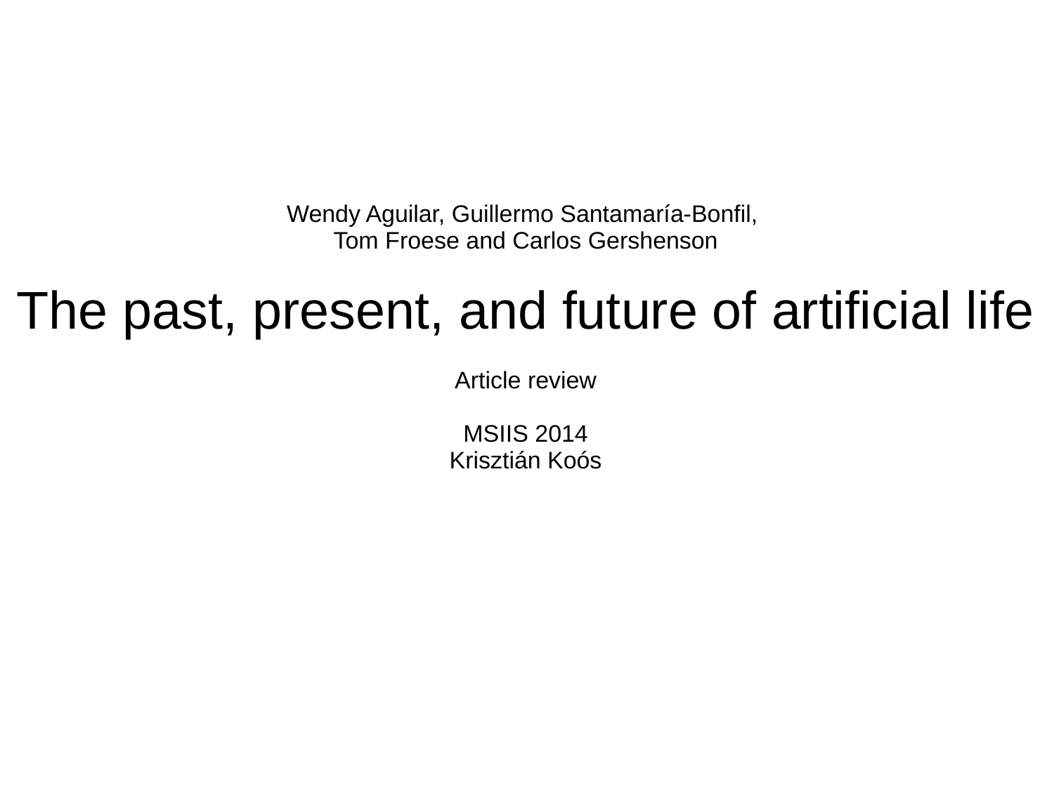Wendy Aguilar, Guillermo Santamaría-Bonfil,
Tom Froese and Carlos Gershenson

# The past, present, and future of artificial life

Article review

MSIIS 2014
Krisztián Koós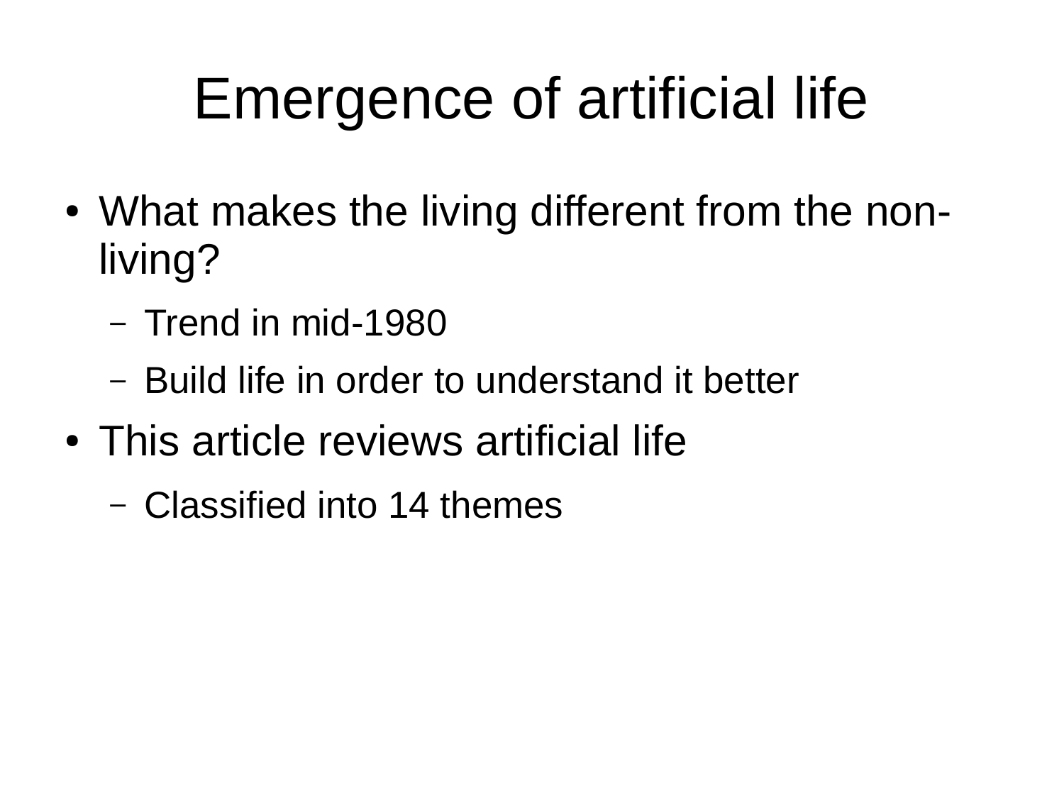# Emergence of artificial life

- What makes the living different from the non-living?
  - Trend in mid-1980
  - Build life in order to understand it better
- This article reviews artificial life
  - Classified into 14 themes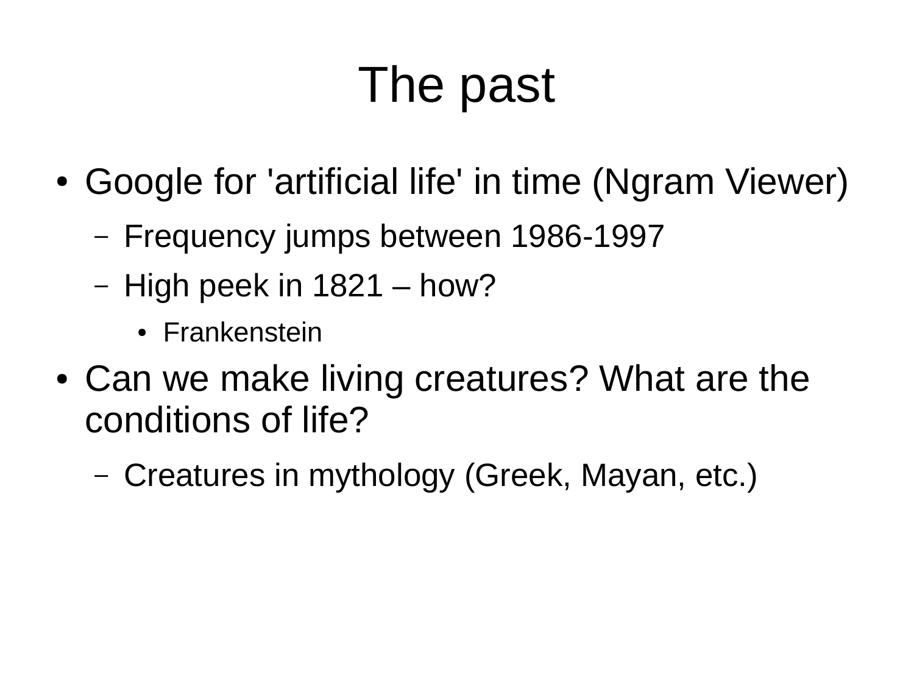# The past

- Google for 'artificial life' in time (Ngram Viewer)
  - Frequency jumps between 1986-1997
  - High peek in 1821 – how?
    - Frankenstein
- Can we make living creatures? What are the conditions of life?
  - Creatures in mythology (Greek, Mayan, etc.)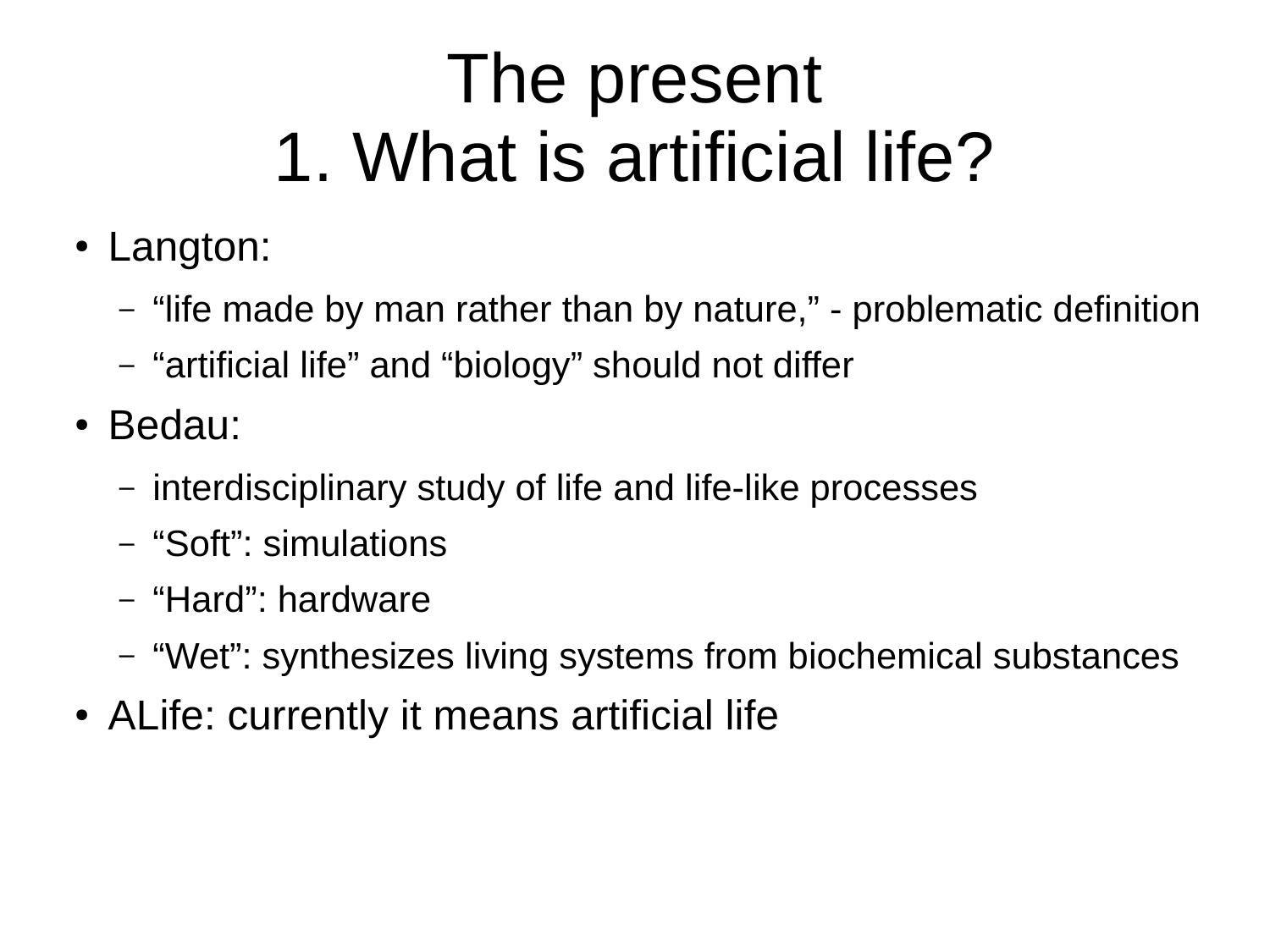# The present
# 1. What is artificial life?

- Langton:
  - “life made by man rather than by nature,” - problematic definition
  - “artificial life” and “biology” should not differ
- Bedau:
  - interdisciplinary study of life and life-like processes
  - “Soft”: simulations
  - “Hard”: hardware
  - “Wet”: synthesizes living systems from biochemical substances
- ALife: currently it means artificial life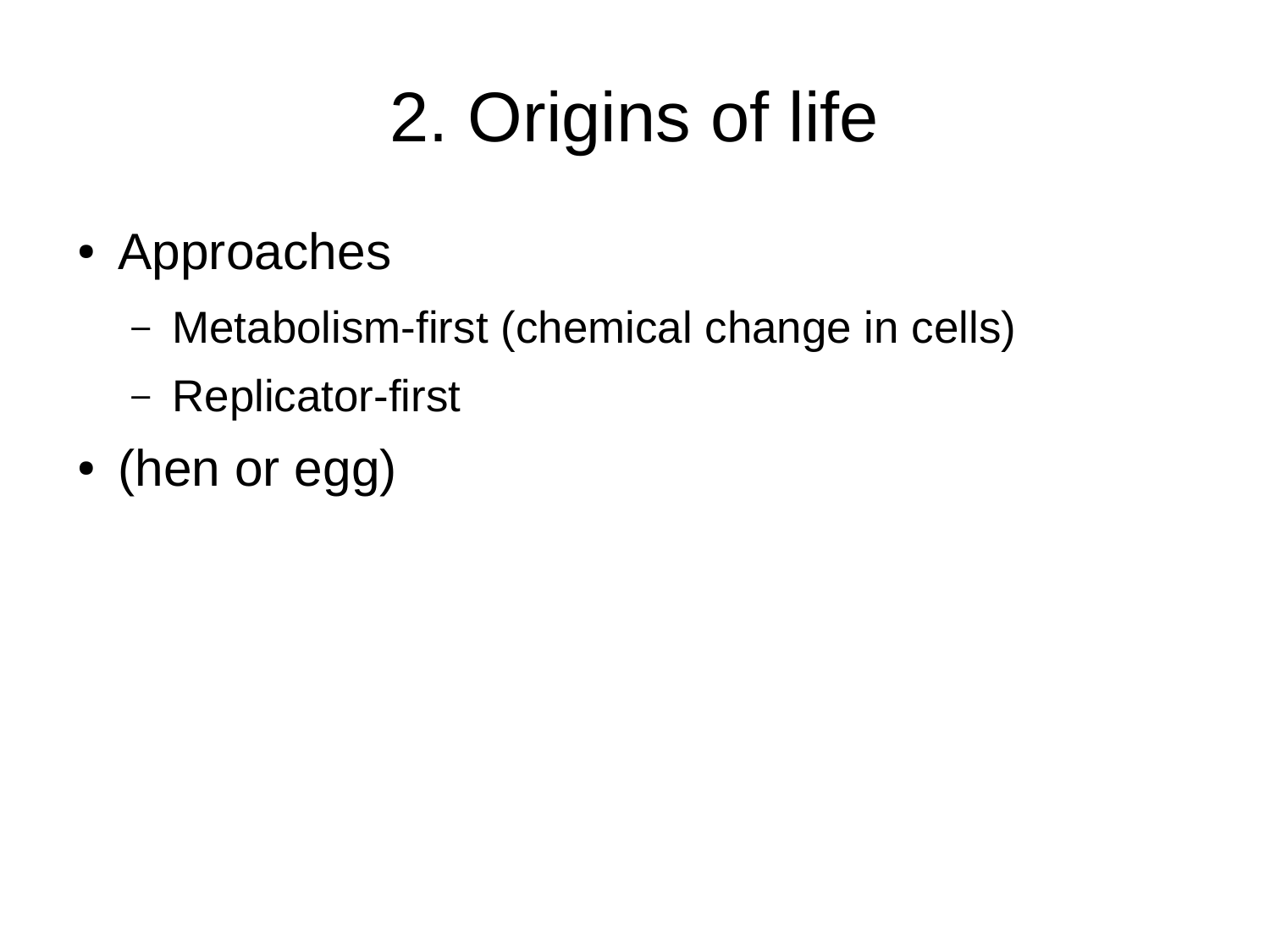# 2. Origins of life

- Approaches
  - Metabolism-first (chemical change in cells)
  - Replicator-first
- (hen or egg)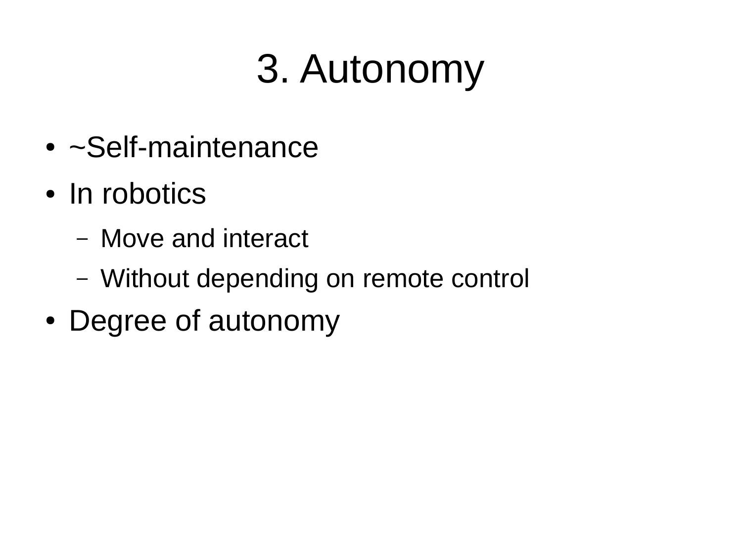# 3. Autonomy

- ~Self-maintenance
- In robotics
  - Move and interact
  - Without depending on remote control
- Degree of autonomy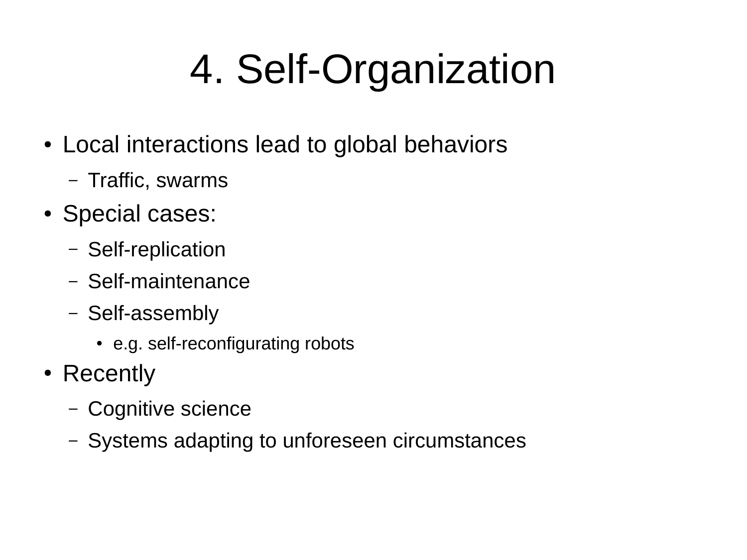# 4. Self-Organization

- Local interactions lead to global behaviors
  - Traffic, swarms
- Special cases:
  - Self-replication
  - Self-maintenance
  - Self-assembly
    - e.g. self-reconfigurating robots
- Recently
  - Cognitive science
  - Systems adapting to unforeseen circumstances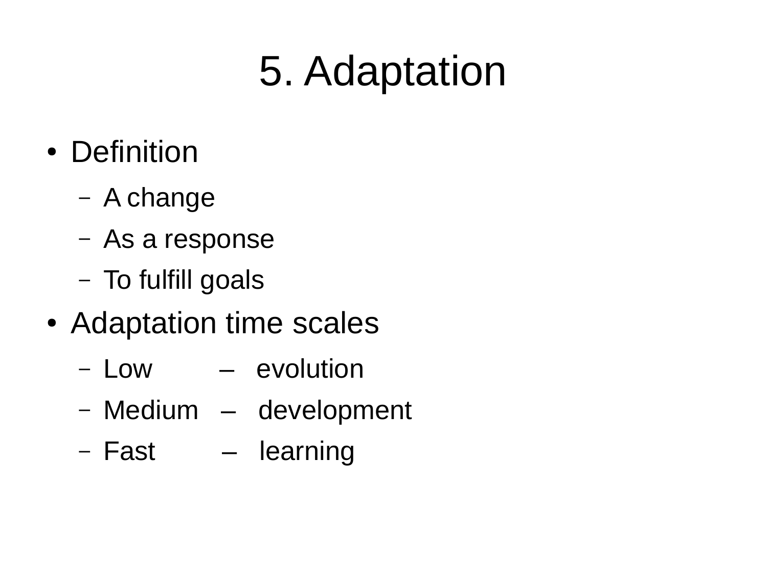# 5. Adaptation

- Definition
  - A change
  - As a response
  - To fulfill goals
- Adaptation time scales
  - Low – evolution
  - Medium – development
  - Fast – learning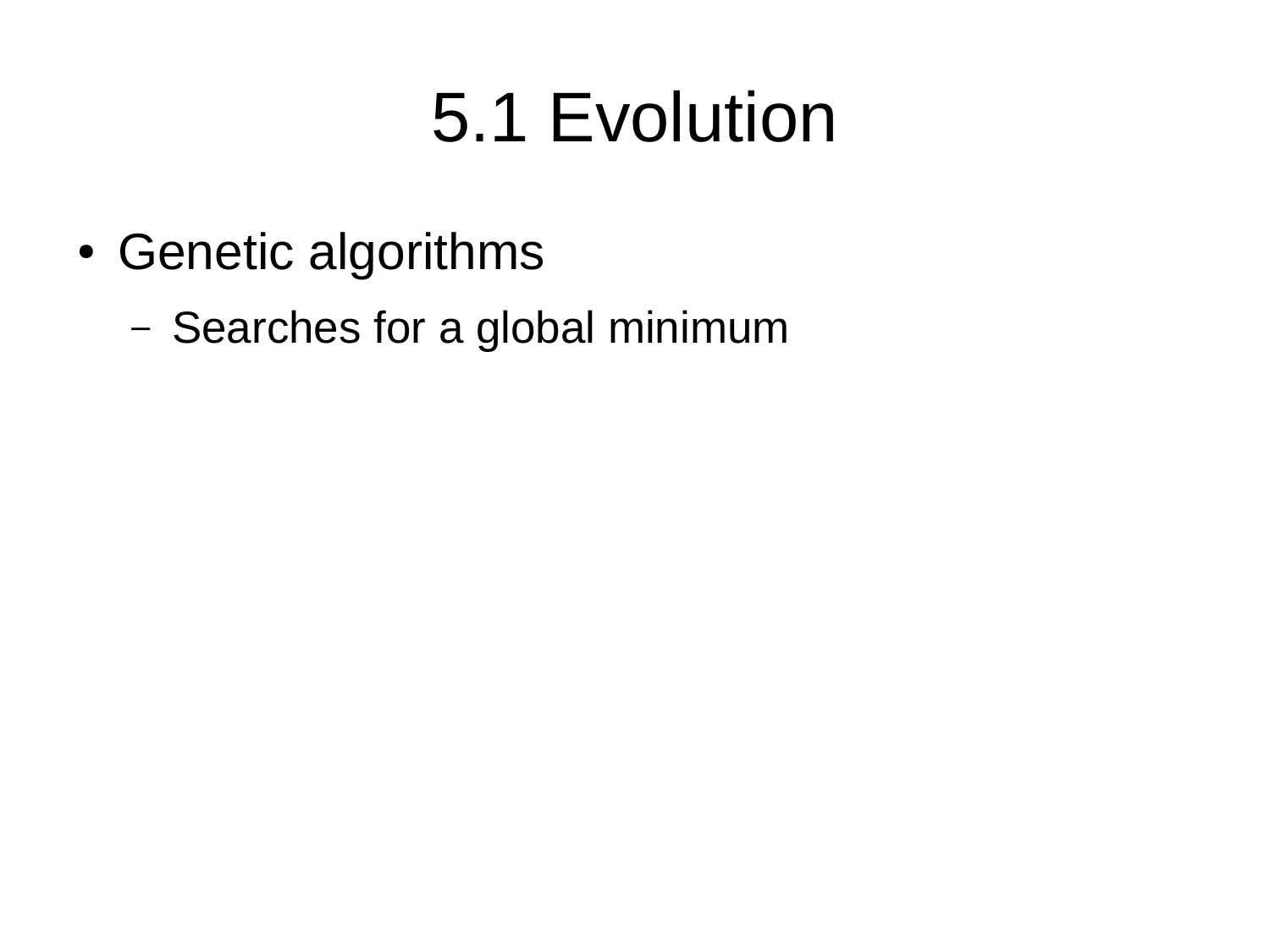# 5.1 Evolution

- Genetic algorithms
  - Searches for a global minimum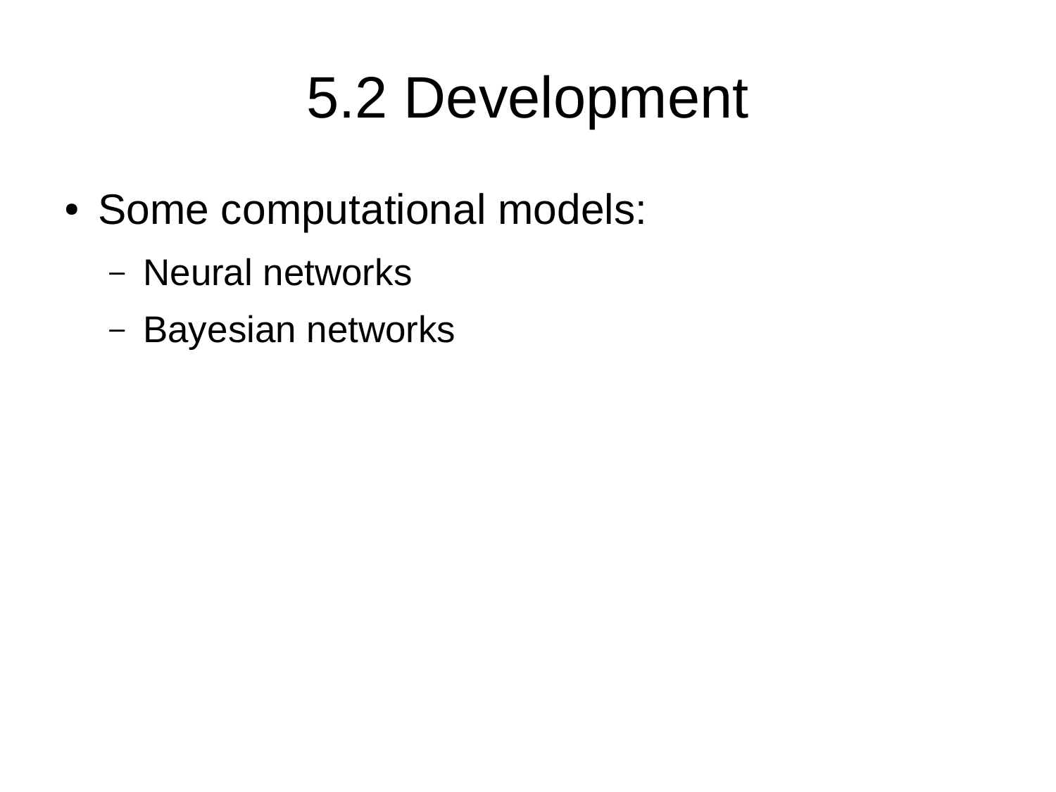# 5.2 Development

- Some computational models:
  - Neural networks
  - Bayesian networks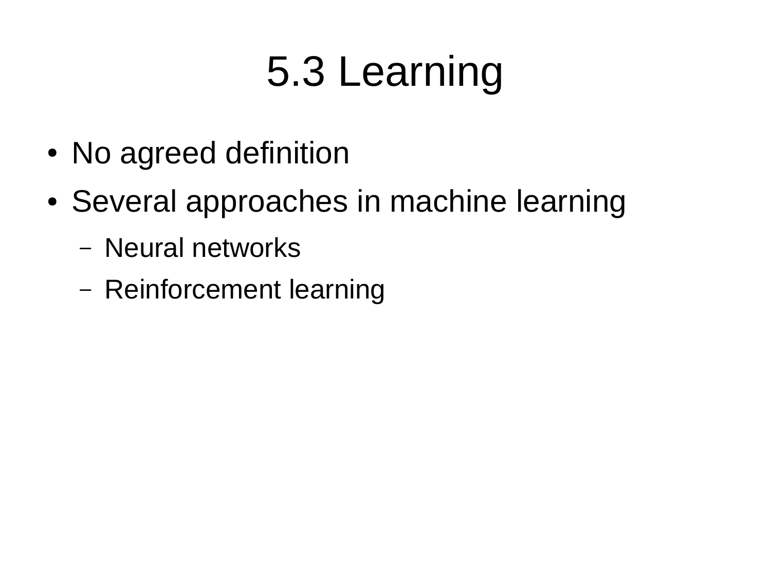# 5.3 Learning

- No agreed definition
- Several approaches in machine learning
  - Neural networks
  - Reinforcement learning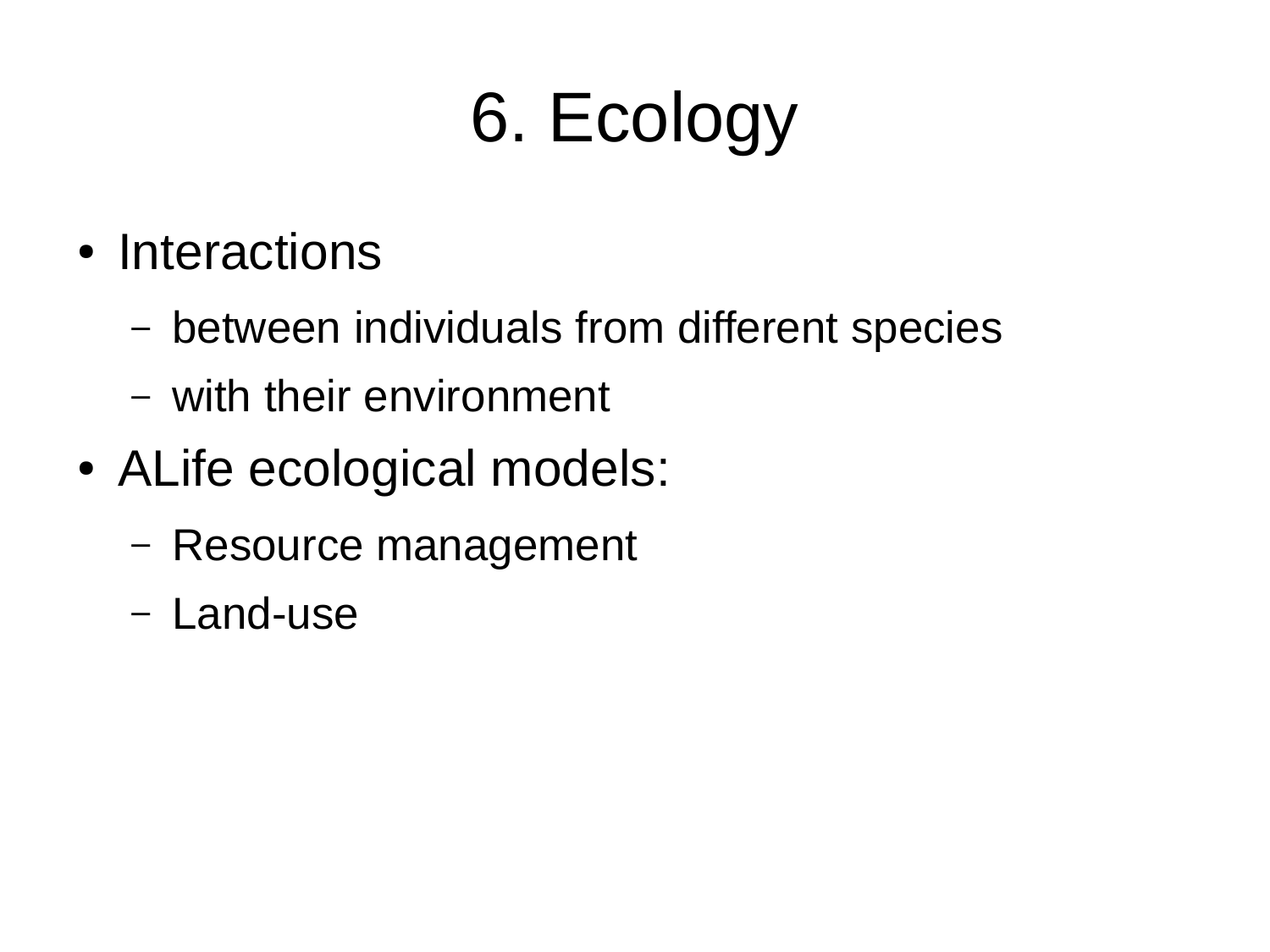# 6. Ecology

- Interactions
  - between individuals from different species
  - with their environment
- ALife ecological models:
  - Resource management
  - Land-use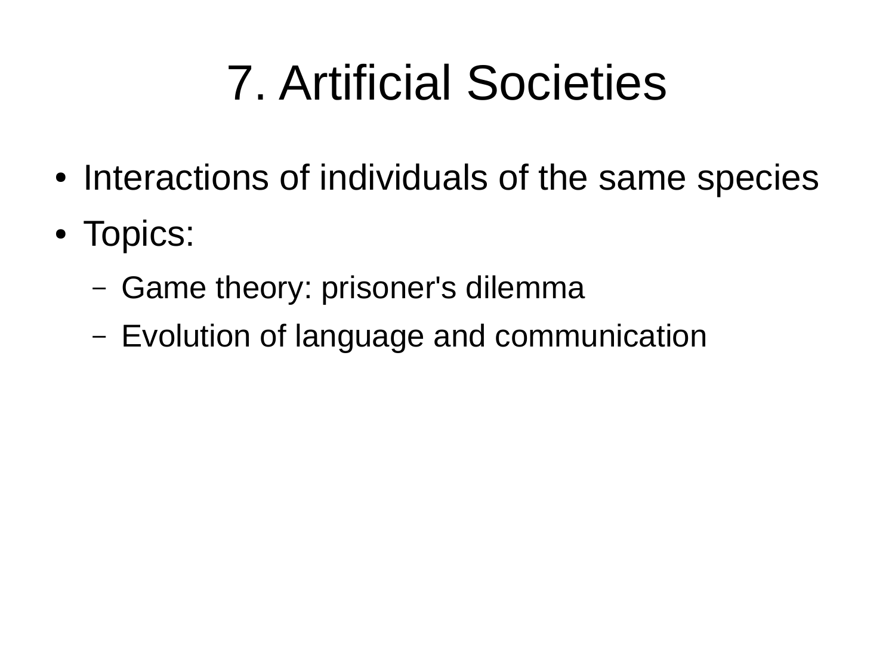# 7. Artificial Societies

- Interactions of individuals of the same species
- Topics:
  - Game theory: prisoner's dilemma
  - Evolution of language and communication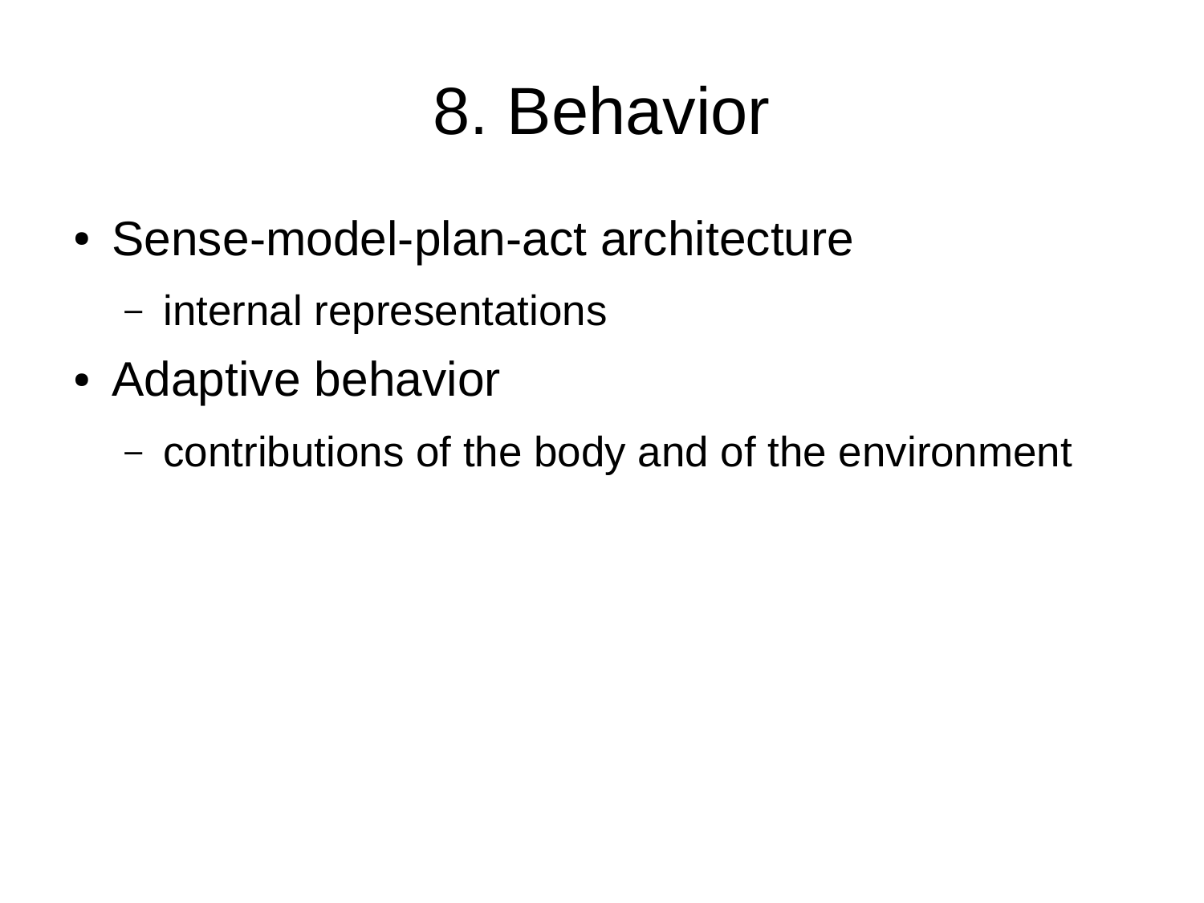# 8. Behavior

- Sense-model-plan-act architecture
  - internal representations
- Adaptive behavior
  - contributions of the body and of the environment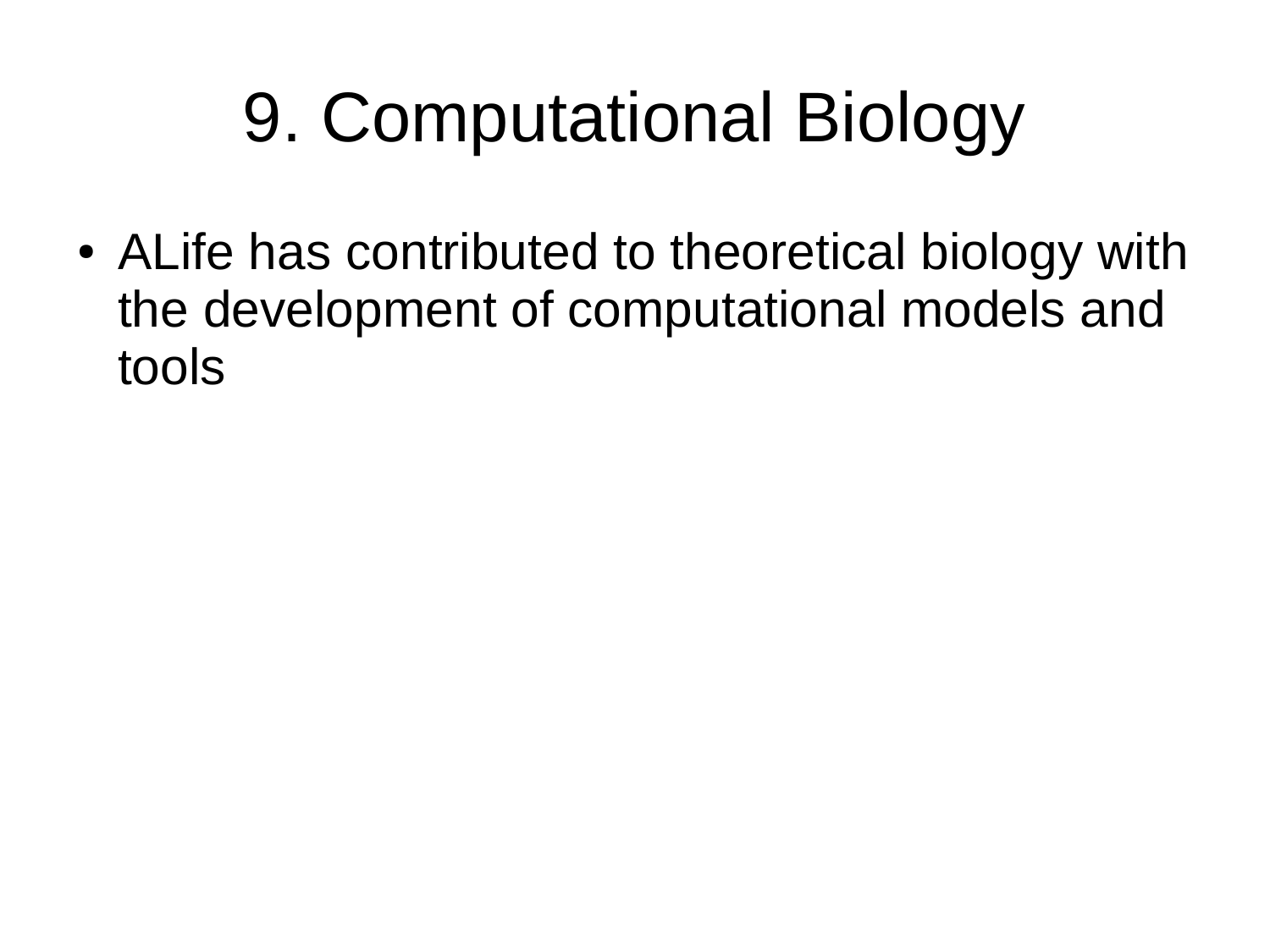# 9. Computational Biology

- ALife has contributed to theoretical biology with the development of computational models and tools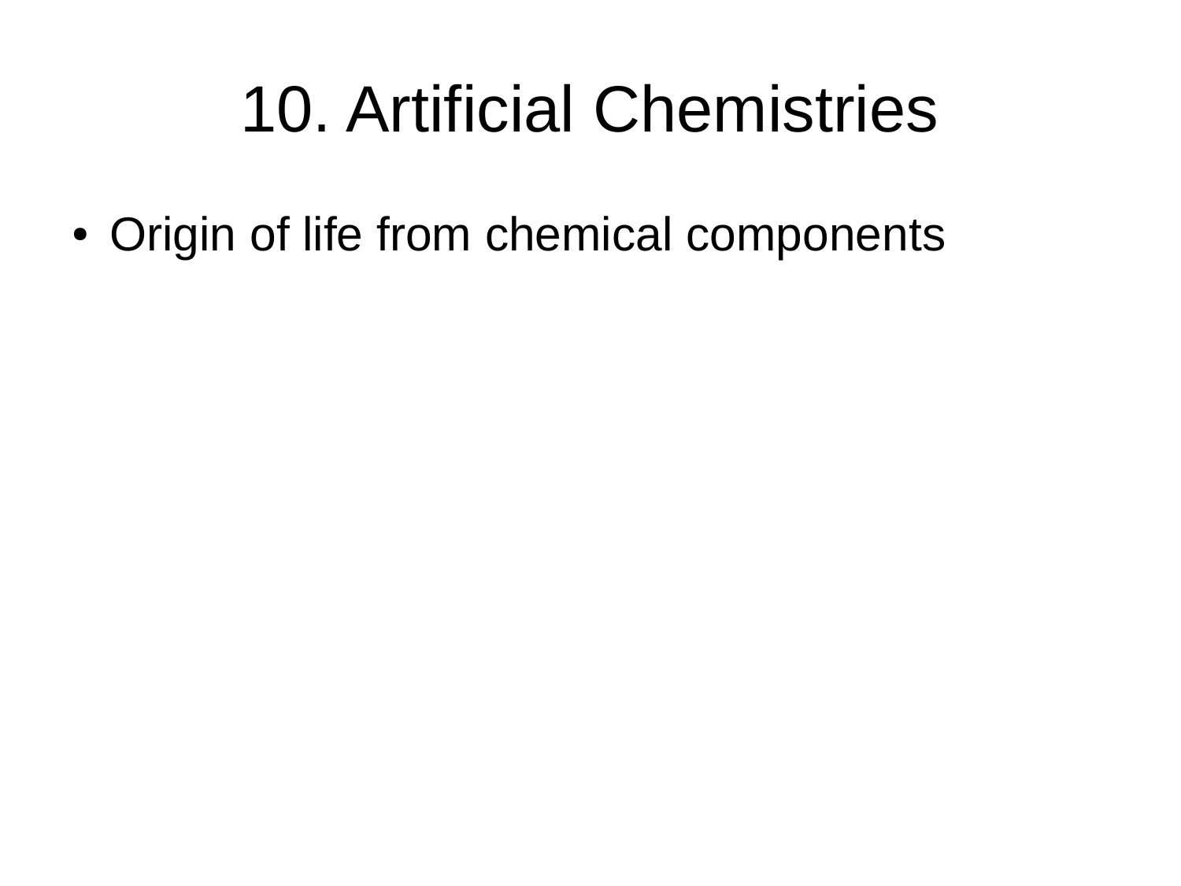# 10. Artificial Chemistries

- Origin of life from chemical components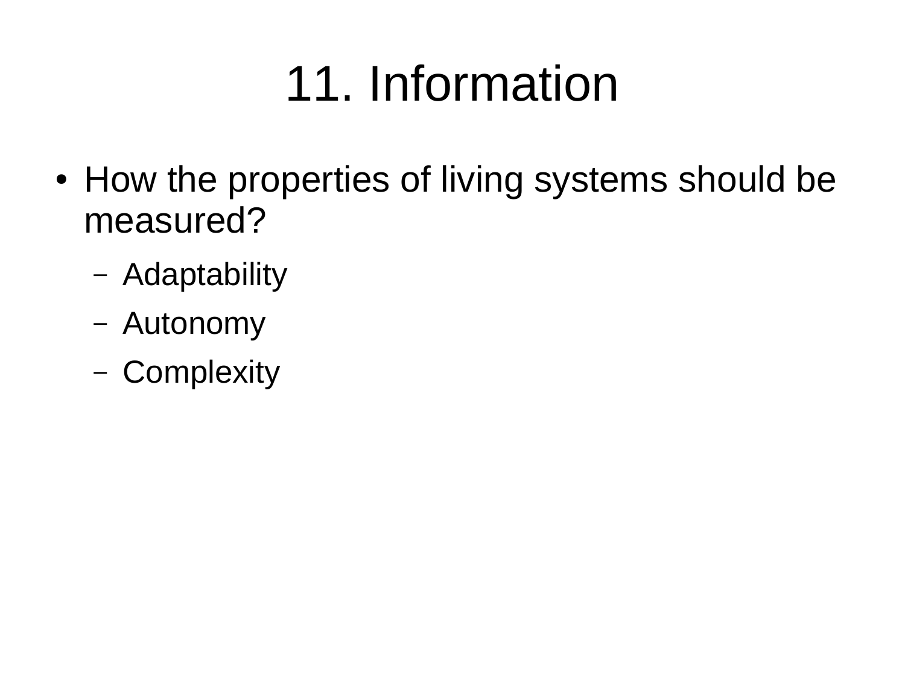# 11. Information

- How the properties of living systems should be measured?
  - Adaptability
  - Autonomy
  - Complexity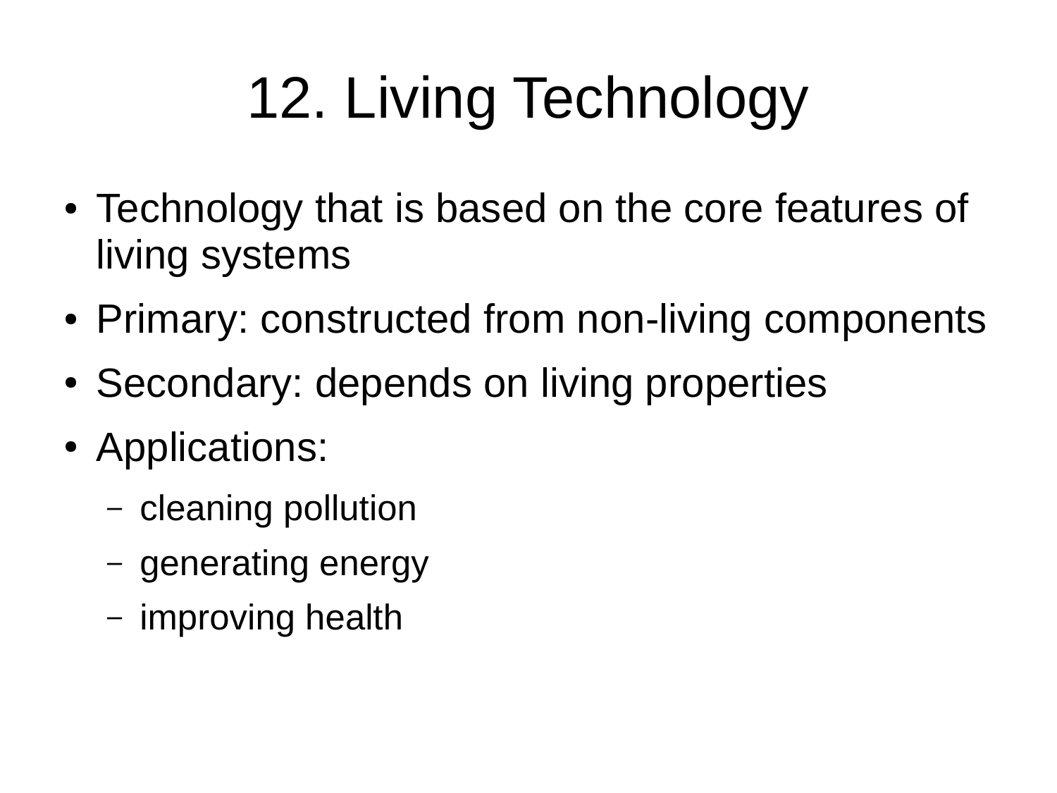# 12. Living Technology

- Technology that is based on the core features of living systems
- Primary: constructed from non-living components
- Secondary: depends on living properties
- Applications:
  - cleaning pollution
  - generating energy
  - improving health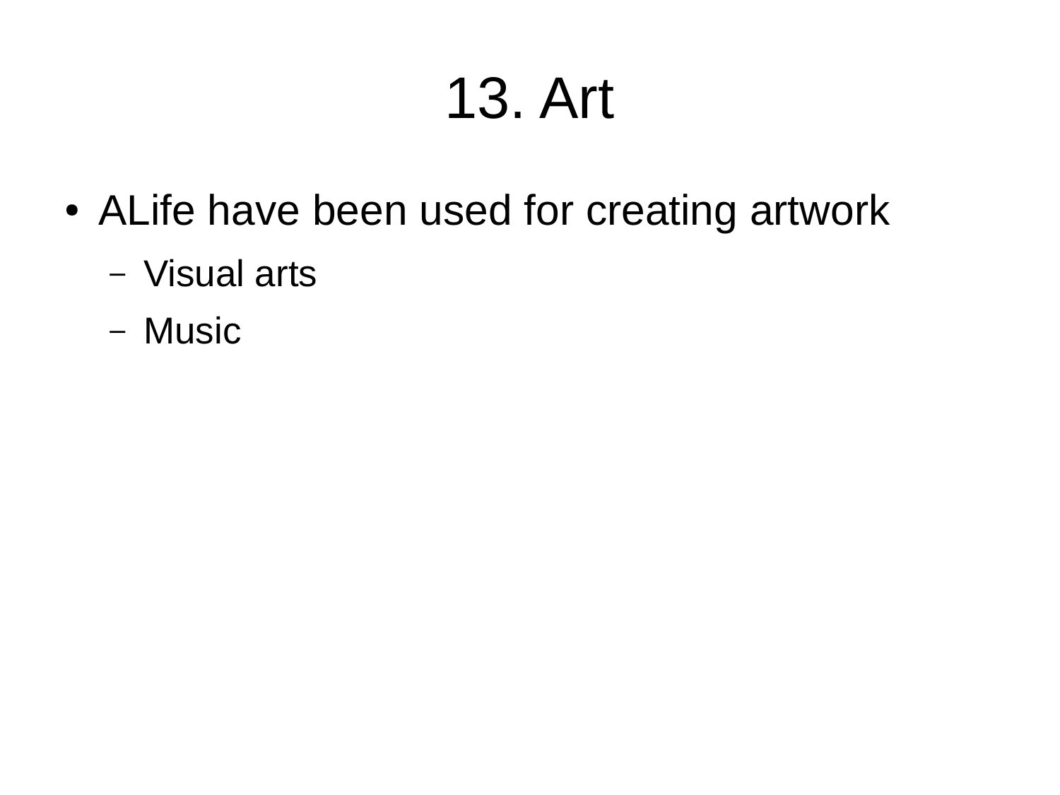# 13. Art

- ALife have been used for creating artwork
  - Visual arts
  - Music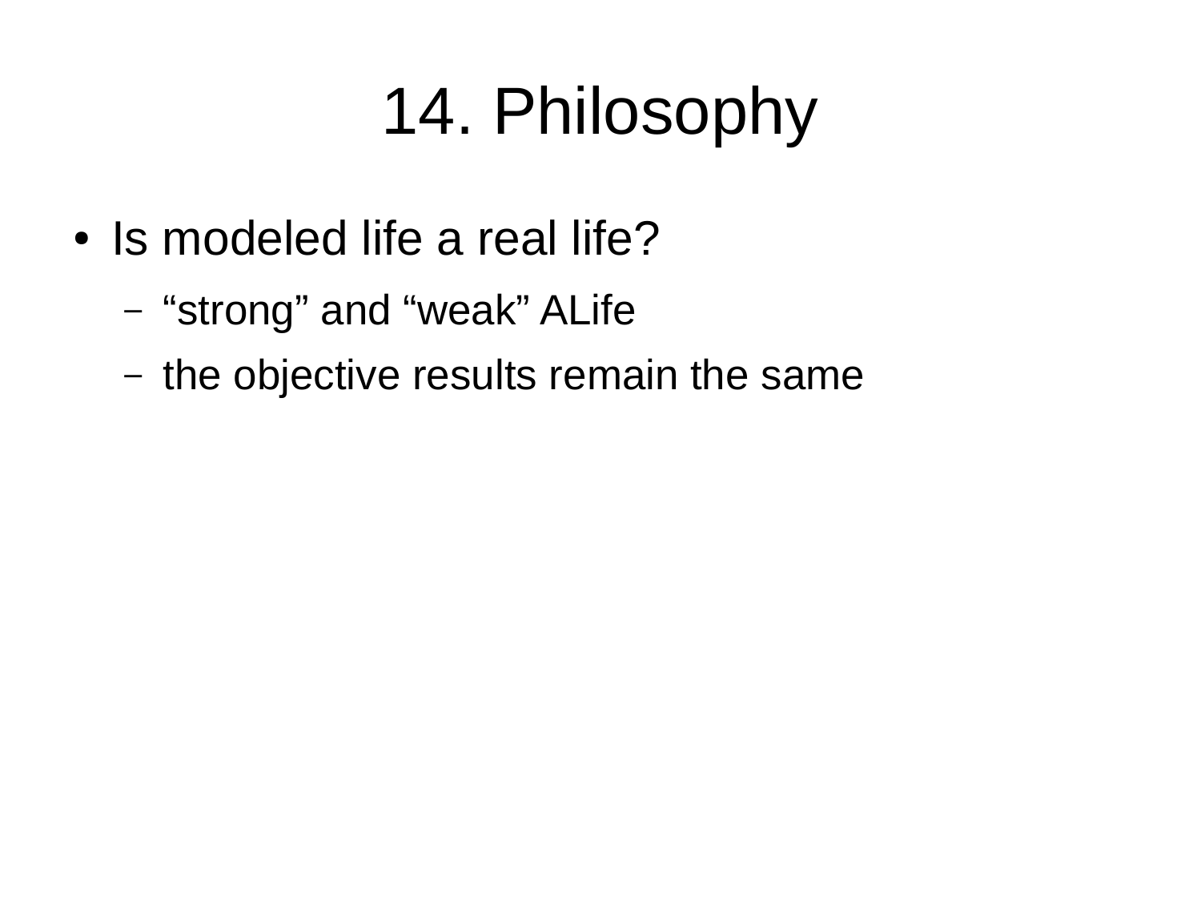# 14. Philosophy

- Is modeled life a real life?
  - “strong” and “weak” ALife
  - the objective results remain the same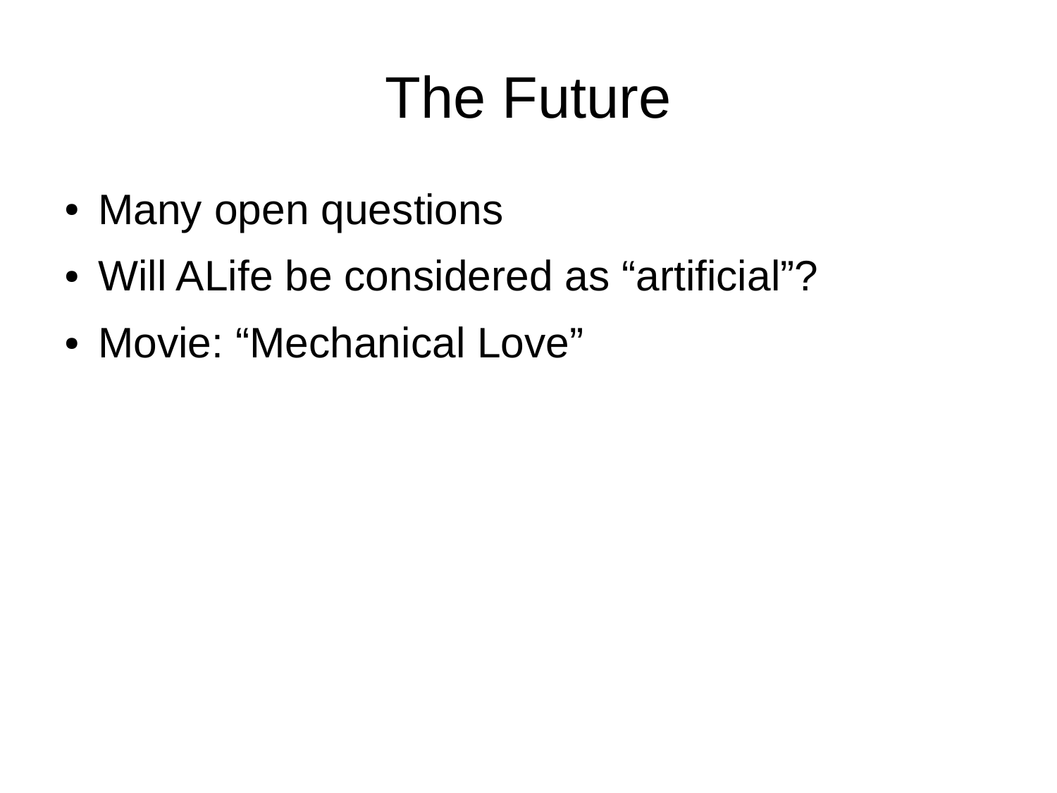# The Future

- Many open questions
- Will ALife be considered as “artificial”?
- Movie: “Mechanical Love”